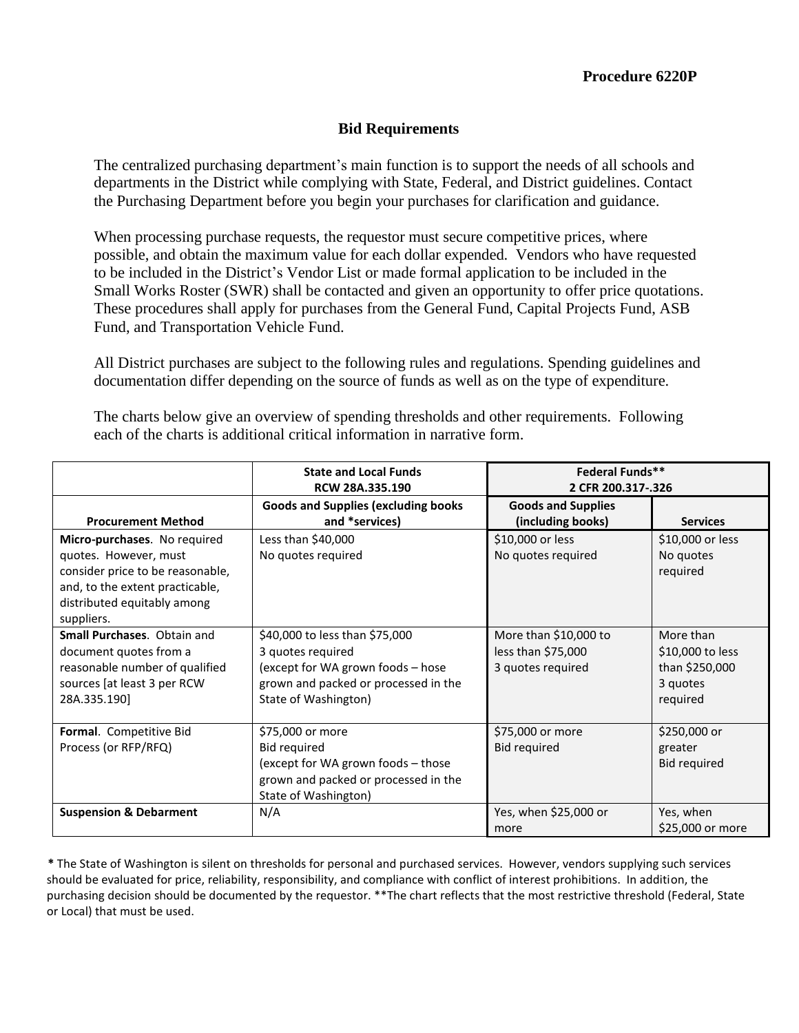**Procedure 6220P**

## Bid Requirements

The centralized purchasing department's main function is to support the needs of all schools and departments in the District while complying with State, Federal, and District guidelines. Contact the Purchasing Department before you begin your purchases for clarification and guidance.

When processing purchase requests, the requestor must secure competitive prices, where possible, and obtain the maximum value for each dollar expended. Vendors who have requested to be included in the District's Vendor List or made formal application to be included in the Small Works Roster (SWR) shall be contacted and given an opportunity to offer price quotations. These procedures shall apply for purchases from the General Fund, Capital Projects Fund, ASB Fund, and Transportation Vehicle Fund.

All District purchases are subject to the following rules and regulations. Spending guidelines and documentation differ depending on the source of funds as well as on the type of expenditure.

The charts below give an overview of spending thresholds and other requirements. Following each of the charts is additional critical information in narrative form.

| | **State and Local Funds RCW 28A.335.190** | **Federal Funds** 2 CFR 200.317-.326** | |
|---|---|---|---|
| **Procurement Method** | **Goods and Supplies (excluding books and *services)** | **Goods and Supplies (including books)** | **Services** |
| **Micro-purchases**. No required quotes. However, must consider price to be reasonable, and, to the extent practicable, distributed equitably among suppliers. | Less than $40,000<br>No quotes required | $10,000 or less<br>No quotes required | $10,000 or less<br>No quotes required |
| **Small Purchases**. Obtain and document quotes from a reasonable number of qualified sources [at least 3 per RCW 28A.335.190] | $40,000 to less than $75,000<br>3 quotes required<br>(except for WA grown foods – hose grown and packed or processed in the State of Washington) | More than $10,000 to less than $75,000<br>3 quotes required | More than $10,000 to less than $250,000<br>3 quotes required |
| **Formal**. Competitive Bid Process (or RFP/RFQ) | $75,000 or more<br>Bid required<br>(except for WA grown foods – those grown and packed or processed in the State of Washington) | $75,000 or more<br>Bid required | $250,000 or greater<br>Bid required |
| **Suspension & Debarment** | N/A | Yes, when $25,000 or more | Yes, when $25,000 or more |

**\*** The State of Washington is silent on thresholds for personal and purchased services. However, vendors supplying such services should be evaluated for price, reliability, responsibility, and compliance with conflict of interest prohibitions. In addition, the purchasing decision should be documented by the requestor. **The chart reflects that the most restrictive threshold (Federal, State or Local) that must be used.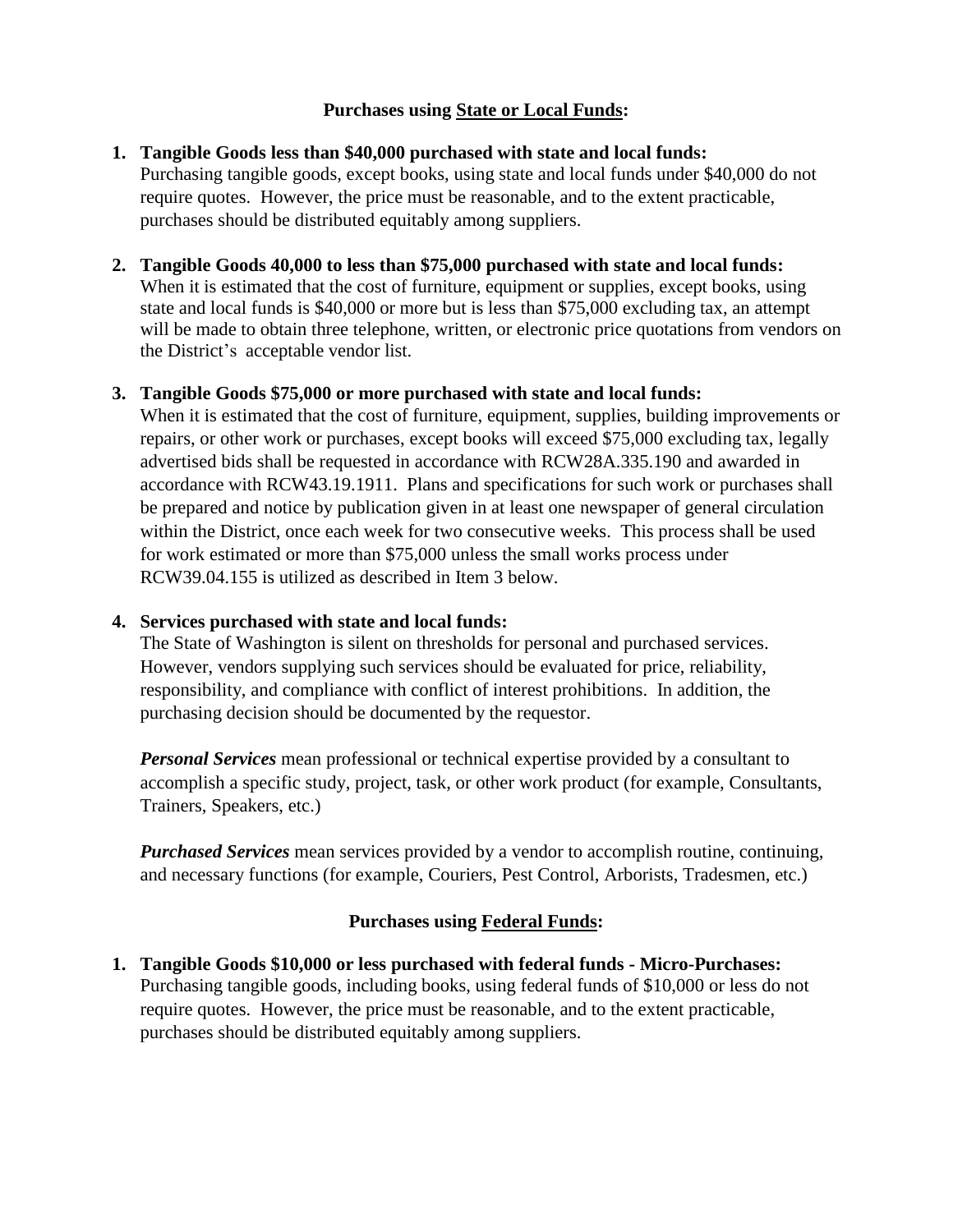## Purchases using State or Local Funds:

1. **Tangible Goods less than $40,000 purchased with state and local funds:** Purchasing tangible goods, except books, using state and local funds under $40,000 do not require quotes. However, the price must be reasonable, and to the extent practicable, purchases should be distributed equitably among suppliers.

2. **Tangible Goods 40,000 to less than $75,000 purchased with state and local funds:** When it is estimated that the cost of furniture, equipment or supplies, except books, using state and local funds is $40,000 or more but is less than $75,000 excluding tax, an attempt will be made to obtain three telephone, written, or electronic price quotations from vendors on the District's acceptable vendor list.

3. **Tangible Goods $75,000 or more purchased with state and local funds:** When it is estimated that the cost of furniture, equipment, supplies, building improvements or repairs, or other work or purchases, except books will exceed $75,000 excluding tax, legally advertised bids shall be requested in accordance with RCW28A.335.190 and awarded in accordance with RCW43.19.1911. Plans and specifications for such work or purchases shall be prepared and notice by publication given in at least one newspaper of general circulation within the District, once each week for two consecutive weeks. This process shall be used for work estimated or more than $75,000 unless the small works process under RCW39.04.155 is utilized as described in Item 3 below.

4. **Services purchased with state and local funds:** The State of Washington is silent on thresholds for personal and purchased services. However, vendors supplying such services should be evaluated for price, reliability, responsibility, and compliance with conflict of interest prohibitions. In addition, the purchasing decision should be documented by the requestor.

   ***Personal Services*** mean professional or technical expertise provided by a consultant to accomplish a specific study, project, task, or other work product (for example, Consultants, Trainers, Speakers, etc.)

   ***Purchased Services*** mean services provided by a vendor to accomplish routine, continuing, and necessary functions (for example, Couriers, Pest Control, Arborists, Tradesmen, etc.)

## Purchases using Federal Funds:

1. **Tangible Goods $10,000 or less purchased with federal funds - Micro-Purchases:** Purchasing tangible goods, including books, using federal funds of $10,000 or less do not require quotes. However, the price must be reasonable, and to the extent practicable, purchases should be distributed equitably among suppliers.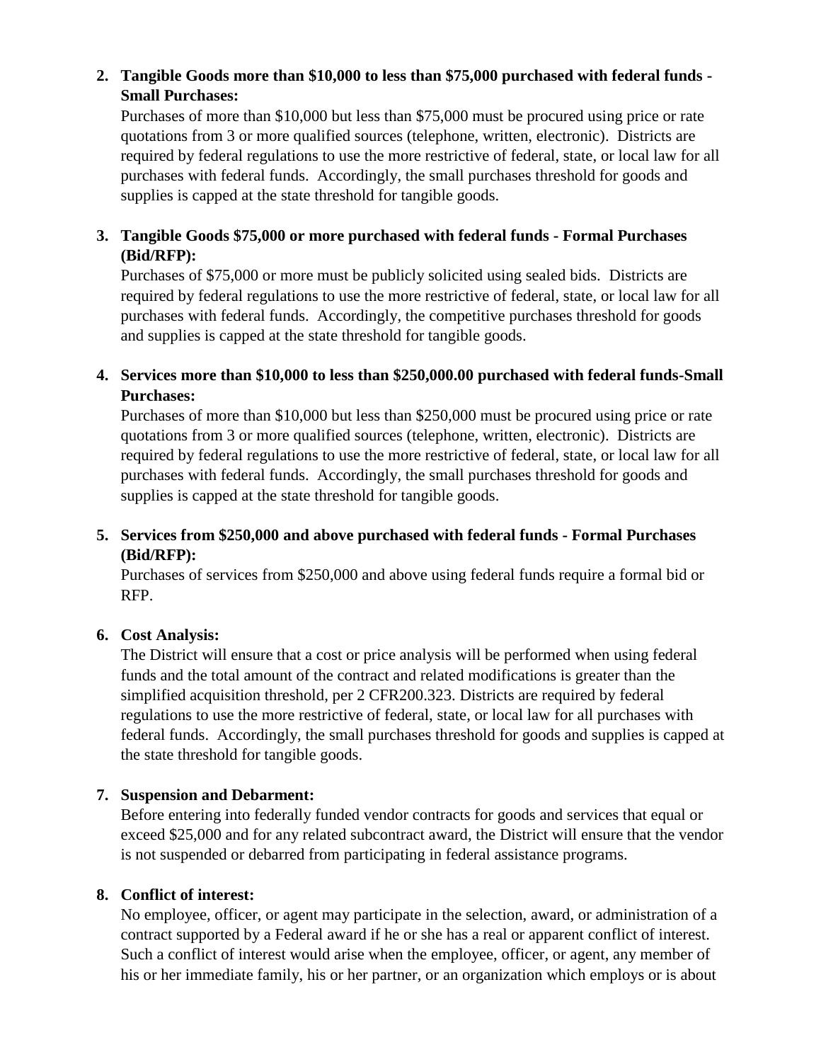2. **Tangible Goods more than $10,000 to less than $75,000 purchased with federal funds - Small Purchases:**
   Purchases of more than $10,000 but less than $75,000 must be procured using price or rate quotations from 3 or more qualified sources (telephone, written, electronic). Districts are required by federal regulations to use the more restrictive of federal, state, or local law for all purchases with federal funds. Accordingly, the small purchases threshold for goods and supplies is capped at the state threshold for tangible goods.

3. **Tangible Goods $75,000 or more purchased with federal funds - Formal Purchases (Bid/RFP):**
   Purchases of $75,000 or more must be publicly solicited using sealed bids. Districts are required by federal regulations to use the more restrictive of federal, state, or local law for all purchases with federal funds. Accordingly, the competitive purchases threshold for goods and supplies is capped at the state threshold for tangible goods.

4. **Services more than $10,000 to less than $250,000.00 purchased with federal funds-Small Purchases:**
   Purchases of more than $10,000 but less than $250,000 must be procured using price or rate quotations from 3 or more qualified sources (telephone, written, electronic). Districts are required by federal regulations to use the more restrictive of federal, state, or local law for all purchases with federal funds. Accordingly, the small purchases threshold for goods and supplies is capped at the state threshold for tangible goods.

5. **Services from $250,000 and above purchased with federal funds - Formal Purchases (Bid/RFP):**
   Purchases of services from $250,000 and above using federal funds require a formal bid or RFP.

6. **Cost Analysis:**
   The District will ensure that a cost or price analysis will be performed when using federal funds and the total amount of the contract and related modifications is greater than the simplified acquisition threshold, per 2 CFR200.323. Districts are required by federal regulations to use the more restrictive of federal, state, or local law for all purchases with federal funds. Accordingly, the small purchases threshold for goods and supplies is capped at the state threshold for tangible goods.

7. **Suspension and Debarment:**
   Before entering into federally funded vendor contracts for goods and services that equal or exceed $25,000 and for any related subcontract award, the District will ensure that the vendor is not suspended or debarred from participating in federal assistance programs.

8. **Conflict of interest:**
   No employee, officer, or agent may participate in the selection, award, or administration of a contract supported by a Federal award if he or she has a real or apparent conflict of interest. Such a conflict of interest would arise when the employee, officer, or agent, any member of his or her immediate family, his or her partner, or an organization which employs or is about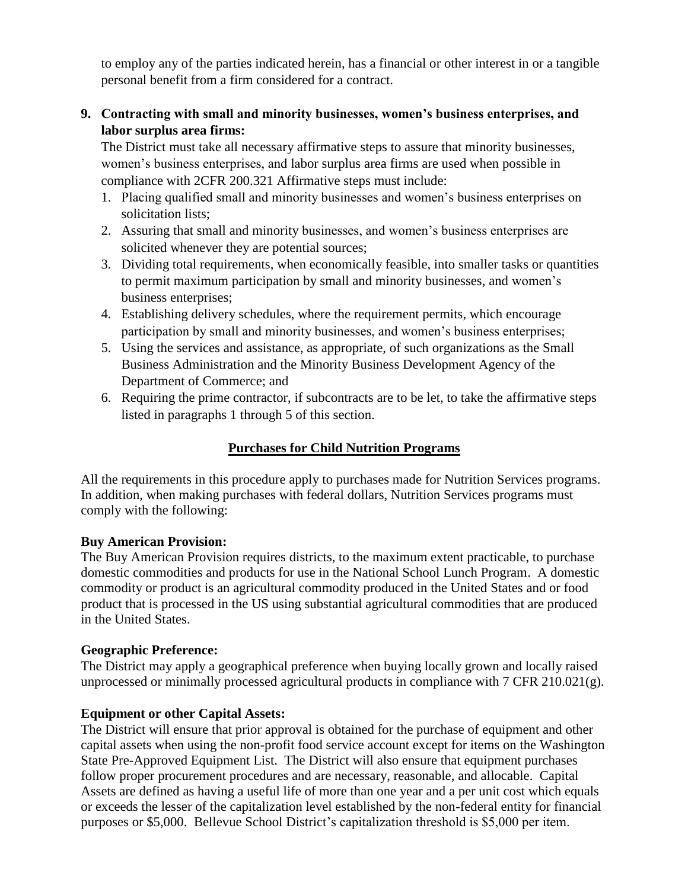to employ any of the parties indicated herein, has a financial or other interest in or a tangible personal benefit from a firm considered for a contract.

**9. Contracting with small and minority businesses, women's business enterprises, and labor surplus area firms:**

The District must take all necessary affirmative steps to assure that minority businesses, women's business enterprises, and labor surplus area firms are used when possible in compliance with 2CFR 200.321 Affirmative steps must include:

1. Placing qualified small and minority businesses and women's business enterprises on solicitation lists;
2. Assuring that small and minority businesses, and women's business enterprises are solicited whenever they are potential sources;
3. Dividing total requirements, when economically feasible, into smaller tasks or quantities to permit maximum participation by small and minority businesses, and women's business enterprises;
4. Establishing delivery schedules, where the requirement permits, which encourage participation by small and minority businesses, and women's business enterprises;
5. Using the services and assistance, as appropriate, of such organizations as the Small Business Administration and the Minority Business Development Agency of the Department of Commerce; and
6. Requiring the prime contractor, if subcontracts are to be let, to take the affirmative steps listed in paragraphs 1 through 5 of this section.

## Purchases for Child Nutrition Programs

All the requirements in this procedure apply to purchases made for Nutrition Services programs. In addition, when making purchases with federal dollars, Nutrition Services programs must comply with the following:

**Buy American Provision:**

The Buy American Provision requires districts, to the maximum extent practicable, to purchase domestic commodities and products for use in the National School Lunch Program. A domestic commodity or product is an agricultural commodity produced in the United States and or food product that is processed in the US using substantial agricultural commodities that are produced in the United States.

**Geographic Preference:**

The District may apply a geographical preference when buying locally grown and locally raised unprocessed or minimally processed agricultural products in compliance with 7 CFR 210.021(g).

**Equipment or other Capital Assets:**

The District will ensure that prior approval is obtained for the purchase of equipment and other capital assets when using the non-profit food service account except for items on the Washington State Pre-Approved Equipment List. The District will also ensure that equipment purchases follow proper procurement procedures and are necessary, reasonable, and allocable. Capital Assets are defined as having a useful life of more than one year and a per unit cost which equals or exceeds the lesser of the capitalization level established by the non-federal entity for financial purposes or $5,000. Bellevue School District's capitalization threshold is $5,000 per item.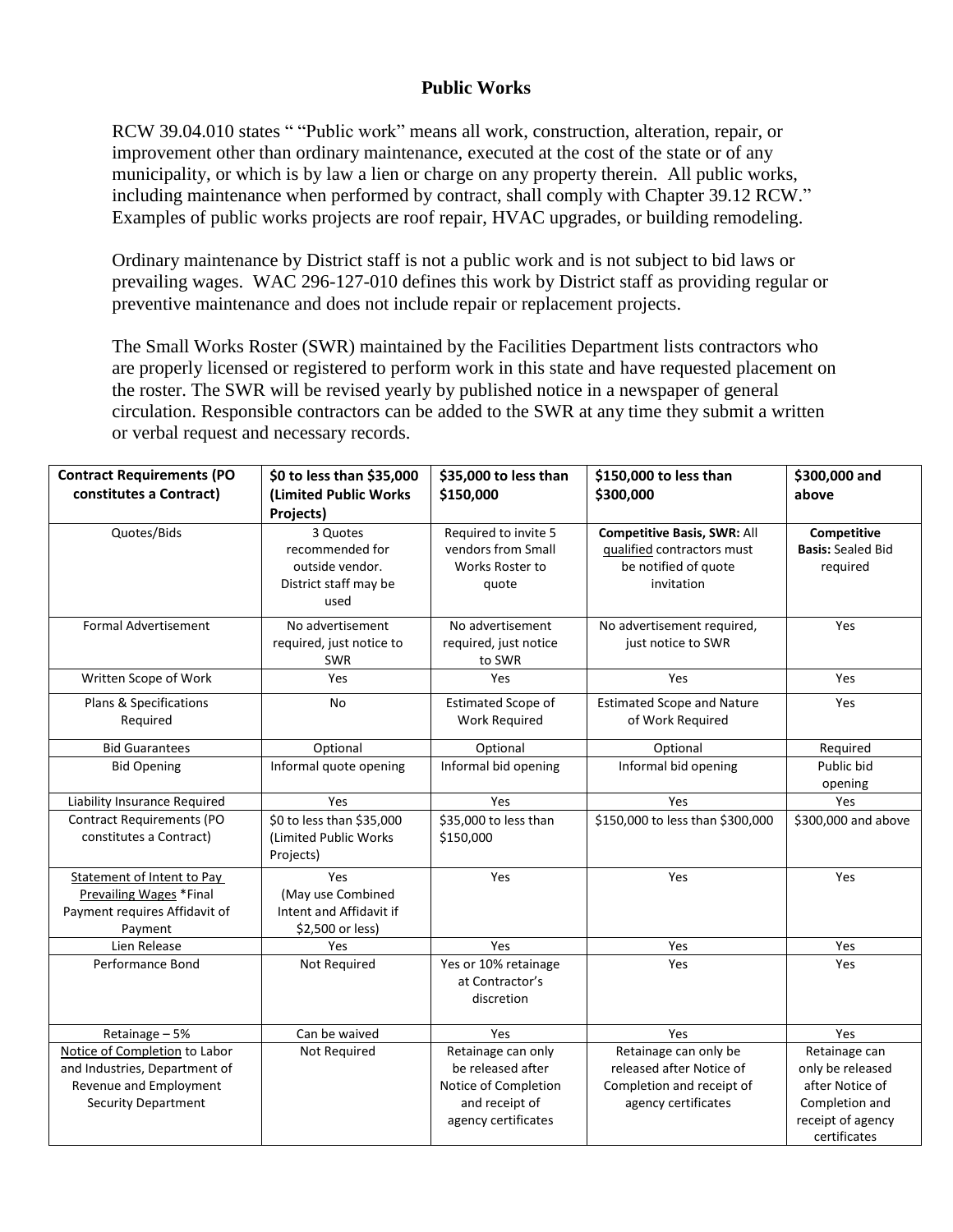# Public Works

RCW 39.04.010 states " "Public work" means all work, construction, alteration, repair, or improvement other than ordinary maintenance, executed at the cost of the state or of any municipality, or which is by law a lien or charge on any property therein. All public works, including maintenance when performed by contract, shall comply with Chapter 39.12 RCW." Examples of public works projects are roof repair, HVAC upgrades, or building remodeling.

Ordinary maintenance by District staff is not a public work and is not subject to bid laws or prevailing wages. WAC 296-127-010 defines this work by District staff as providing regular or preventive maintenance and does not include repair or replacement projects.

The Small Works Roster (SWR) maintained by the Facilities Department lists contractors who are properly licensed or registered to perform work in this state and have requested placement on the roster. The SWR will be revised yearly by published notice in a newspaper of general circulation. Responsible contractors can be added to the SWR at any time they submit a written or verbal request and necessary records.

| **Contract Requirements (PO constitutes a Contract)** | **\$0 to less than \$35,000 (Limited Public Works Projects)** | **\$35,000 to less than \$150,000** | **\$150,000 to less than \$300,000** | **\$300,000 and above** |
|---|---|---|---|---|
| Quotes/Bids | 3 Quotes recommended for outside vendor. District staff may be used | Required to invite 5 vendors from Small Works Roster to quote | **Competitive Basis, SWR:** All qualified contractors must be notified of quote invitation | **Competitive Basis:** Sealed Bid required |
| Formal Advertisement | No advertisement required, just notice to SWR | No advertisement required, just notice to SWR | No advertisement required, just notice to SWR | Yes |
| Written Scope of Work | Yes | Yes | Yes | Yes |
| Plans & Specifications Required | No | Estimated Scope of Work Required | Estimated Scope and Nature of Work Required | Yes |
| Bid Guarantees | Optional | Optional | Optional | Required |
| Bid Opening | Informal quote opening | Informal bid opening | Informal bid opening | Public bid opening |
| Liability Insurance Required | Yes | Yes | Yes | Yes |
| Contract Requirements (PO constitutes a Contract) | \$0 to less than \$35,000 (Limited Public Works Projects) | \$35,000 to less than \$150,000 | \$150,000 to less than \$300,000 | \$300,000 and above |
| Statement of Intent to Pay Prevailing Wages *Final Payment requires Affidavit of Payment | Yes (May use Combined Intent and Affidavit if \$2,500 or less) | Yes | Yes | Yes |
| Lien Release | Yes | Yes | Yes | Yes |
| Performance Bond | Not Required | Yes or 10% retainage at Contractor's discretion | Yes | Yes |
| Retainage – 5% | Can be waived | Yes | Yes | Yes |
| Notice of Completion to Labor and Industries, Department of Revenue and Employment Security Department | Not Required | Retainage can only be released after Notice of Completion and receipt of agency certificates | Retainage can only be released after Notice of Completion and receipt of agency certificates | Retainage can only be released after Notice of Completion and receipt of agency certificates |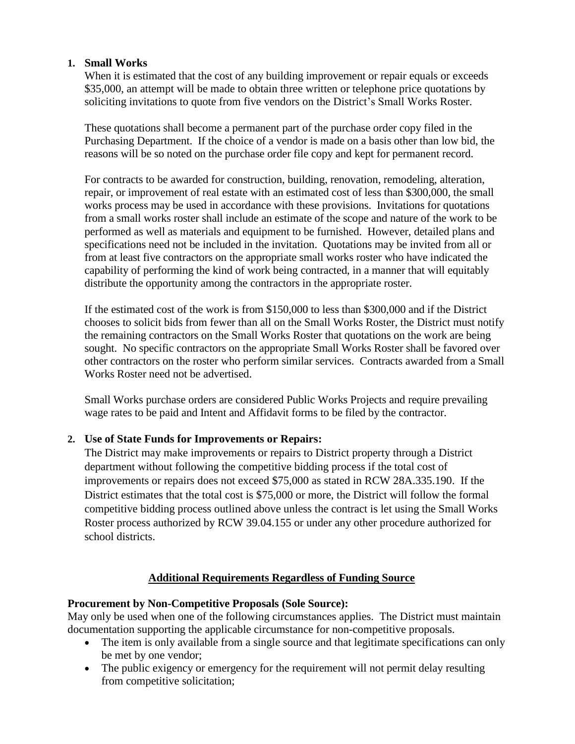1. **Small Works**

   When it is estimated that the cost of any building improvement or repair equals or exceeds $35,000, an attempt will be made to obtain three written or telephone price quotations by soliciting invitations to quote from five vendors on the District's Small Works Roster.

   These quotations shall become a permanent part of the purchase order copy filed in the Purchasing Department. If the choice of a vendor is made on a basis other than low bid, the reasons will be so noted on the purchase order file copy and kept for permanent record.

   For contracts to be awarded for construction, building, renovation, remodeling, alteration, repair, or improvement of real estate with an estimated cost of less than $300,000, the small works process may be used in accordance with these provisions. Invitations for quotations from a small works roster shall include an estimate of the scope and nature of the work to be performed as well as materials and equipment to be furnished. However, detailed plans and specifications need not be included in the invitation. Quotations may be invited from all or from at least five contractors on the appropriate small works roster who have indicated the capability of performing the kind of work being contracted, in a manner that will equitably distribute the opportunity among the contractors in the appropriate roster.

   If the estimated cost of the work is from $150,000 to less than $300,000 and if the District chooses to solicit bids from fewer than all on the Small Works Roster, the District must notify the remaining contractors on the Small Works Roster that quotations on the work are being sought. No specific contractors on the appropriate Small Works Roster shall be favored over other contractors on the roster who perform similar services. Contracts awarded from a Small Works Roster need not be advertised.

   Small Works purchase orders are considered Public Works Projects and require prevailing wage rates to be paid and Intent and Affidavit forms to be filed by the contractor.

2. **Use of State Funds for Improvements or Repairs:**

   The District may make improvements or repairs to District property through a District department without following the competitive bidding process if the total cost of improvements or repairs does not exceed $75,000 as stated in RCW 28A.335.190. If the District estimates that the total cost is $75,000 or more, the District will follow the formal competitive bidding process outlined above unless the contract is let using the Small Works Roster process authorized by RCW 39.04.155 or under any other procedure authorized for school districts.

## Additional Requirements Regardless of Funding Source

**Procurement by Non-Competitive Proposals (Sole Source):**

May only be used when one of the following circumstances applies. The District must maintain documentation supporting the applicable circumstance for non-competitive proposals.

- The item is only available from a single source and that legitimate specifications can only be met by one vendor;
- The public exigency or emergency for the requirement will not permit delay resulting from competitive solicitation;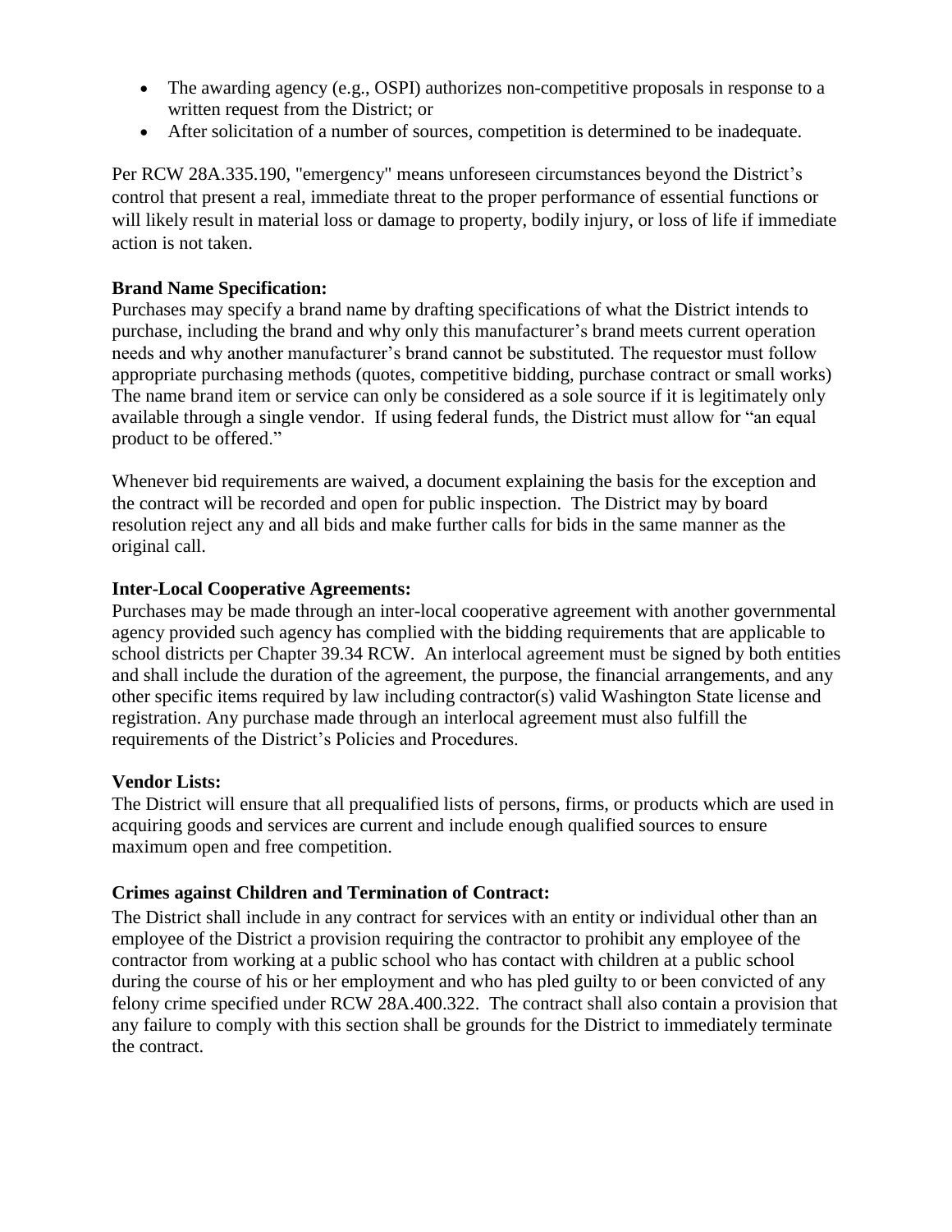- The awarding agency (e.g., OSPI) authorizes non-competitive proposals in response to a written request from the District; or
- After solicitation of a number of sources, competition is determined to be inadequate.

Per RCW 28A.335.190, "emergency" means unforeseen circumstances beyond the District's control that present a real, immediate threat to the proper performance of essential functions or will likely result in material loss or damage to property, bodily injury, or loss of life if immediate action is not taken.

**Brand Name Specification:**
Purchases may specify a brand name by drafting specifications of what the District intends to purchase, including the brand and why only this manufacturer's brand meets current operation needs and why another manufacturer's brand cannot be substituted. The requestor must follow appropriate purchasing methods (quotes, competitive bidding, purchase contract or small works) The name brand item or service can only be considered as a sole source if it is legitimately only available through a single vendor. If using federal funds, the District must allow for "an equal product to be offered."

Whenever bid requirements are waived, a document explaining the basis for the exception and the contract will be recorded and open for public inspection. The District may by board resolution reject any and all bids and make further calls for bids in the same manner as the original call.

**Inter-Local Cooperative Agreements:**
Purchases may be made through an inter-local cooperative agreement with another governmental agency provided such agency has complied with the bidding requirements that are applicable to school districts per Chapter 39.34 RCW. An interlocal agreement must be signed by both entities and shall include the duration of the agreement, the purpose, the financial arrangements, and any other specific items required by law including contractor(s) valid Washington State license and registration. Any purchase made through an interlocal agreement must also fulfill the requirements of the District's Policies and Procedures.

**Vendor Lists:**
The District will ensure that all prequalified lists of persons, firms, or products which are used in acquiring goods and services are current and include enough qualified sources to ensure maximum open and free competition.

**Crimes against Children and Termination of Contract:**
The District shall include in any contract for services with an entity or individual other than an employee of the District a provision requiring the contractor to prohibit any employee of the contractor from working at a public school who has contact with children at a public school during the course of his or her employment and who has pled guilty to or been convicted of any felony crime specified under RCW 28A.400.322. The contract shall also contain a provision that any failure to comply with this section shall be grounds for the District to immediately terminate the contract.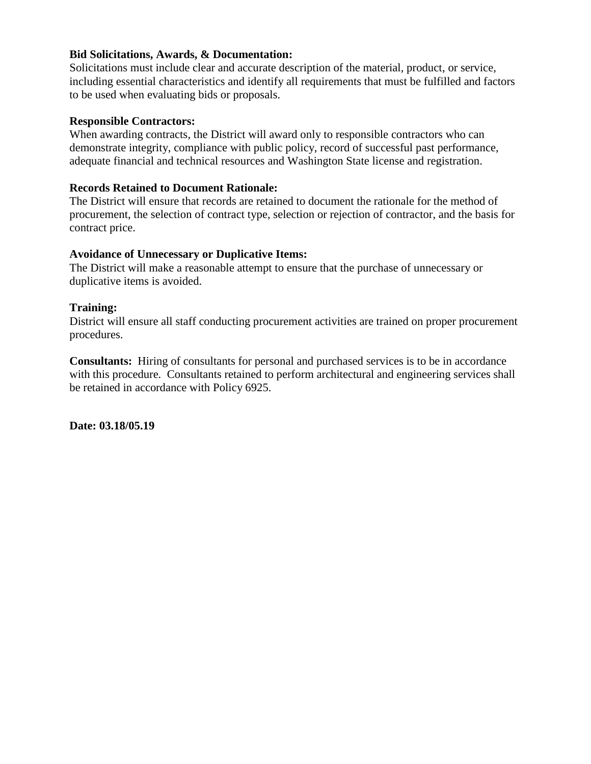**Bid Solicitations, Awards, & Documentation:**
Solicitations must include clear and accurate description of the material, product, or service, including essential characteristics and identify all requirements that must be fulfilled and factors to be used when evaluating bids or proposals.

**Responsible Contractors:**
When awarding contracts, the District will award only to responsible contractors who can demonstrate integrity, compliance with public policy, record of successful past performance, adequate financial and technical resources and Washington State license and registration.

**Records Retained to Document Rationale:**
The District will ensure that records are retained to document the rationale for the method of procurement, the selection of contract type, selection or rejection of contractor, and the basis for contract price.

**Avoidance of Unnecessary or Duplicative Items:**
The District will make a reasonable attempt to ensure that the purchase of unnecessary or duplicative items is avoided.

**Training:**
District will ensure all staff conducting procurement activities are trained on proper procurement procedures.

**Consultants:** Hiring of consultants for personal and purchased services is to be in accordance with this procedure. Consultants retained to perform architectural and engineering services shall be retained in accordance with Policy 6925.

**Date: 03.18/05.19**